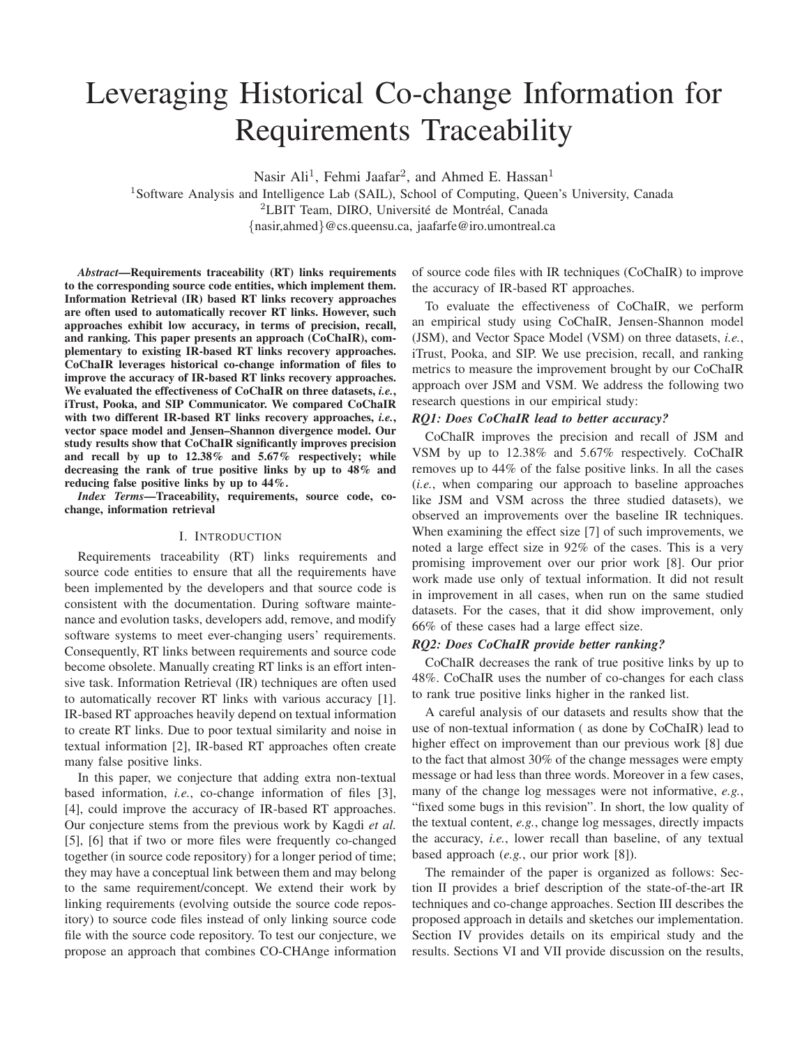# Leveraging Historical Co-change Information for Requirements Traceability

Nasir Ali[1], Fehmi Jaafar[2], and Ahmed E. Hassan[1]

[1]Software Analysis and Intelligence Lab (SAIL), School of Computing, Queen's University, Canada
[2]LBIT Team, DIRO, Université de Montréal, Canada
{nasir,ahmed}@cs.queensu.ca, jaafarfe@iro.umontreal.ca

***Abstract*—Requirements traceability (RT) links requirements to the corresponding source code entities, which implement them. Information Retrieval (IR) based RT links recovery approaches are often used to automatically recover RT links. However, such approaches exhibit low accuracy, in terms of precision, recall, and ranking. This paper presents an approach (CoChaIR), complementary to existing IR-based RT links recovery approaches. CoChaIR leverages historical co-change information of files to improve the accuracy of IR-based RT links recovery approaches. We evaluated the effectiveness of CoChaIR on three datasets, *i.e.*, iTrust, Pooka, and SIP Communicator. We compared CoChaIR with two different IR-based RT links recovery approaches, *i.e.*, vector space model and Jensen–Shannon divergence model. Our study results show that CoChaIR significantly improves precision and recall by up to 12.38% and 5.67% respectively; while decreasing the rank of true positive links by up to 48% and reducing false positive links by up to 44%.**

***Index Terms*—Traceability, requirements, source code, co-change, information retrieval**

## I. Introduction

Requirements traceability (RT) links requirements and source code entities to ensure that all the requirements have been implemented by the developers and that source code is consistent with the documentation. During software maintenance and evolution tasks, developers add, remove, and modify software systems to meet ever-changing users' requirements. Consequently, RT links between requirements and source code become obsolete. Manually creating RT links is an effort intensive task. Information Retrieval (IR) techniques are often used to automatically recover RT links with various accuracy [1]. IR-based RT approaches heavily depend on textual information to create RT links. Due to poor textual similarity and noise in textual information [2], IR-based RT approaches often create many false positive links.

In this paper, we conjecture that adding extra non-textual based information, *i.e.*, co-change information of files [3], [4], could improve the accuracy of IR-based RT approaches. Our conjecture stems from the previous work by Kagdi *et al.* [5], [6] that if two or more files were frequently co-changed together (in source code repository) for a longer period of time; they may have a conceptual link between them and may belong to the same requirement/concept. We extend their work by linking requirements (evolving outside the source code repository) to source code files instead of only linking source code file with the source code repository. To test our conjecture, we propose an approach that combines CO-CHAnge information of source code files with IR techniques (CoChaIR) to improve the accuracy of IR-based RT approaches.

To evaluate the effectiveness of CoChaIR, we perform an empirical study using CoChaIR, Jensen-Shannon model (JSM), and Vector Space Model (VSM) on three datasets, *i.e.*, iTrust, Pooka, and SIP. We use precision, recall, and ranking metrics to measure the improvement brought by our CoChaIR approach over JSM and VSM. We address the following two research questions in our empirical study:

***RQ1: Does CoChaIR lead to better accuracy?***

CoChaIR improves the precision and recall of JSM and VSM by up to 12.38% and 5.67% respectively. CoChaIR removes up to 44% of the false positive links. In all the cases (*i.e.*, when comparing our approach to baseline approaches like JSM and VSM across the three studied datasets), we observed an improvements over the baseline IR techniques. When examining the effect size [7] of such improvements, we noted a large effect size in 92% of the cases. This is a very promising improvement over our prior work [8]. Our prior work made use only of textual information. It did not result in improvement in all cases, when run on the same studied datasets. For the cases, that it did show improvement, only 66% of these cases had a large effect size.

***RQ2: Does CoChaIR provide better ranking?***

CoChaIR decreases the rank of true positive links by up to 48%. CoChaIR uses the number of co-changes for each class to rank true positive links higher in the ranked list.

A careful analysis of our datasets and results show that the use of non-textual information ( as done by CoChaIR) lead to higher effect on improvement than our previous work [8] due to the fact that almost 30% of the change messages were empty message or had less than three words. Moreover in a few cases, many of the change log messages were not informative, *e.g.*, "fixed some bugs in this revision". In short, the low quality of the textual content, *e.g.*, change log messages, directly impacts the accuracy, *i.e.*, lower recall than baseline, of any textual based approach (*e.g.*, our prior work [8]).

The remainder of the paper is organized as follows: Section II provides a brief description of the state-of-the-art IR techniques and co-change approaches. Section III describes the proposed approach in details and sketches our implementation. Section IV provides details on its empirical study and the results. Sections VI and VII provide discussion on the results,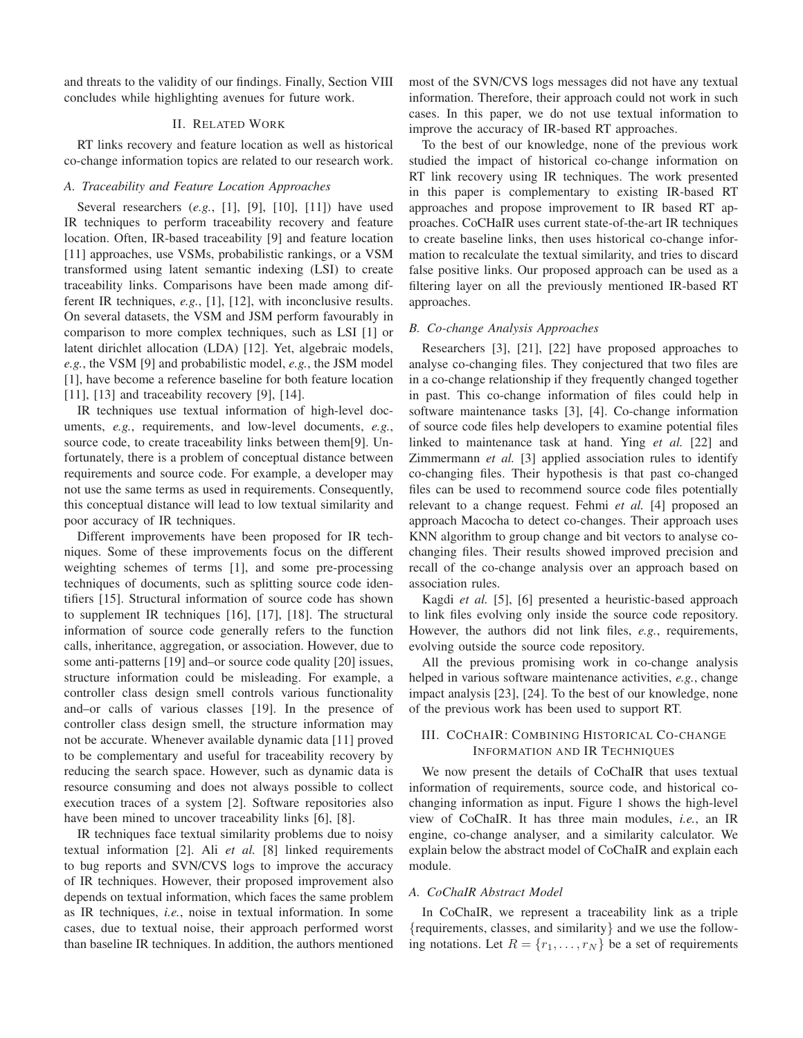and threats to the validity of our findings. Finally, Section VIII concludes while highlighting avenues for future work.

## II. Related Work

RT links recovery and feature location as well as historical co-change information topics are related to our research work.

### A. Traceability and Feature Location Approaches

Several researchers (*e.g.*, [1], [9], [10], [11]) have used IR techniques to perform traceability recovery and feature location. Often, IR-based traceability [9] and feature location [11] approaches, use VSMs, probabilistic rankings, or a VSM transformed using latent semantic indexing (LSI) to create traceability links. Comparisons have been made among different IR techniques, *e.g.*, [1], [12], with inconclusive results. On several datasets, the VSM and JSM perform favourably in comparison to more complex techniques, such as LSI [1] or latent dirichlet allocation (LDA) [12]. Yet, algebraic models, *e.g.*, the VSM [9] and probabilistic model, *e.g.*, the JSM model [1], have become a reference baseline for both feature location [11], [13] and traceability recovery [9], [14].

IR techniques use textual information of high-level documents, *e.g.*, requirements, and low-level documents, *e.g.*, source code, to create traceability links between them[9]. Unfortunately, there is a problem of conceptual distance between requirements and source code. For example, a developer may not use the same terms as used in requirements. Consequently, this conceptual distance will lead to low textual similarity and poor accuracy of IR techniques.

Different improvements have been proposed for IR techniques. Some of these improvements focus on the different weighting schemes of terms [1], and some pre-processing techniques of documents, such as splitting source code identifiers [15]. Structural information of source code has shown to supplement IR techniques [16], [17], [18]. The structural information of source code generally refers to the function calls, inheritance, aggregation, or association. However, due to some anti-patterns [19] and–or source code quality [20] issues, structure information could be misleading. For example, a controller class design smell controls various functionality and–or calls of various classes [19]. In the presence of controller class design smell, the structure information may not be accurate. Whenever available dynamic data [11] proved to be complementary and useful for traceability recovery by reducing the search space. However, such as dynamic data is resource consuming and does not always possible to collect execution traces of a system [2]. Software repositories also have been mined to uncover traceability links [6], [8].

IR techniques face textual similarity problems due to noisy textual information [2]. Ali *et al.* [8] linked requirements to bug reports and SVN/CVS logs to improve the accuracy of IR techniques. However, their proposed improvement also depends on textual information, which faces the same problem as IR techniques, *i.e.*, noise in textual information. In some cases, due to textual noise, their approach performed worst than baseline IR techniques. In addition, the authors mentioned most of the SVN/CVS logs messages did not have any textual information. Therefore, their approach could not work in such cases. In this paper, we do not use textual information to improve the accuracy of IR-based RT approaches.

To the best of our knowledge, none of the previous work studied the impact of historical co-change information on RT link recovery using IR techniques. The work presented in this paper is complementary to existing IR-based RT approaches and propose improvement to IR based RT approaches. CoCHaIR uses current state-of-the-art IR techniques to create baseline links, then uses historical co-change information to recalculate the textual similarity, and tries to discard false positive links. Our proposed approach can be used as a filtering layer on all the previously mentioned IR-based RT approaches.

### B. Co-change Analysis Approaches

Researchers [3], [21], [22] have proposed approaches to analyse co-changing files. They conjectured that two files are in a co-change relationship if they frequently changed together in past. This co-change information of files could help in software maintenance tasks [3], [4]. Co-change information of source code files help developers to examine potential files linked to maintenance task at hand. Ying *et al.* [22] and Zimmermann *et al.* [3] applied association rules to identify co-changing files. Their hypothesis is that past co-changed files can be used to recommend source code files potentially relevant to a change request. Fehmi *et al.* [4] proposed an approach Macocha to detect co-changes. Their approach uses KNN algorithm to group change and bit vectors to analyse co-changing files. Their results showed improved precision and recall of the co-change analysis over an approach based on association rules.

Kagdi *et al.* [5], [6] presented a heuristic-based approach to link files evolving only inside the source code repository. However, the authors did not link files, *e.g.*, requirements, evolving outside the source code repository.

All the previous promising work in co-change analysis helped in various software maintenance activities, *e.g.*, change impact analysis [23], [24]. To the best of our knowledge, none of the previous work has been used to support RT.

## III. CoChaIR: Combining Historical Co-change Information and IR Techniques

We now present the details of CoChaIR that uses textual information of requirements, source code, and historical co-changing information as input. Figure 1 shows the high-level view of CoChaIR. It has three main modules, *i.e.*, an IR engine, co-change analyser, and a similarity calculator. We explain below the abstract model of CoChaIR and explain each module.

### A. CoChaIR Abstract Model

In CoChaIR, we represent a traceability link as a triple $\{$requirements, classes, and similarity$\}$ and we use the following notations. Let $R = \{r_1, \dots, r_N\}$ be a set of requirements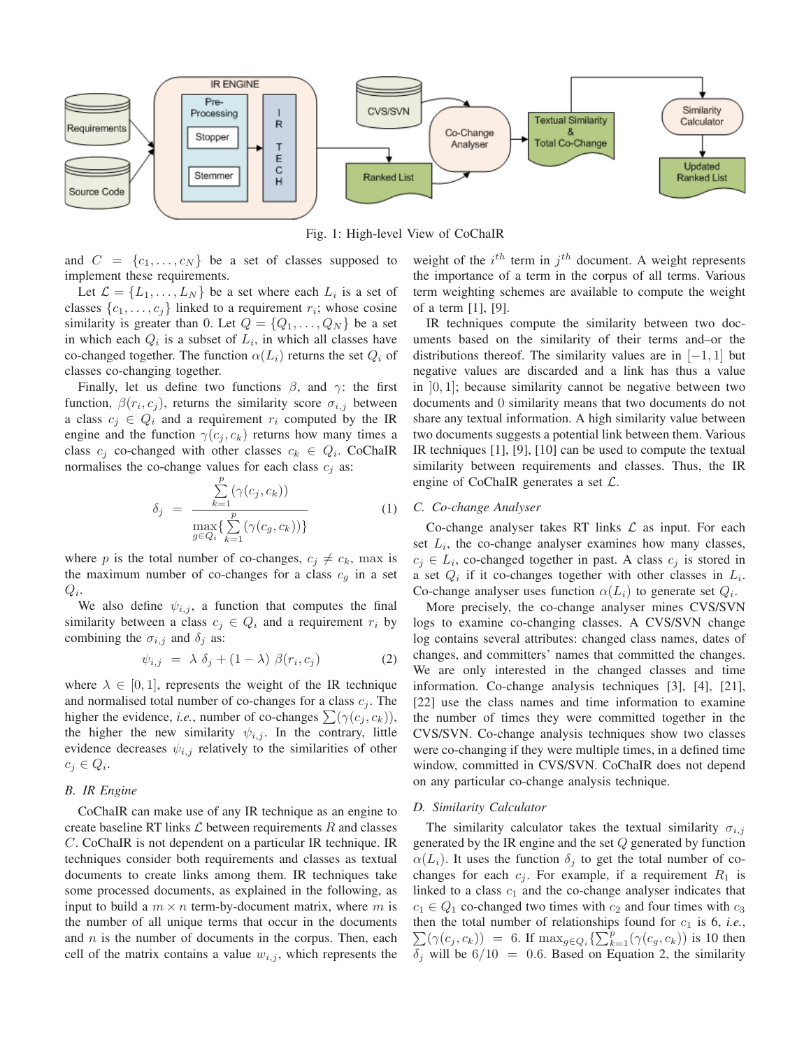Fig. 1: High-level View of CoChaIR

and $C = \{c_1, \ldots, c_N\}$ be a set of classes supposed to implement these requirements.

Let $\mathcal{L} = \{L_1, \ldots, L_N\}$ be a set where each $L_i$ is a set of classes $\{c_1, \ldots, c_j\}$ linked to a requirement $r_i$; whose cosine similarity is greater than 0. Let $Q = \{Q_1, \ldots, Q_N\}$ be a set in which each $Q_i$ is a subset of $L_i$, in which all classes have co-changed together. The function $\alpha(L_i)$ returns the set $Q_i$ of classes co-changing together.

Finally, let us define two functions $\beta$, and $\gamma$: the first function, $\beta(r_i, c_j)$, returns the similarity score $\sigma_{i,j}$ between a class $c_j \in Q_i$ and a requirement $r_i$ computed by the IR engine and the function $\gamma(c_j, c_k)$ returns how many times a class $c_j$ co-changed with other classes $c_k \in Q_i$. CoChaIR normalises the co-change values for each class $c_j$ as:

$$\delta_j = \frac{\sum_{k=1}^{p} (\gamma(c_j, c_k))}{\max_{g \in Q_i} \{ \sum_{k=1}^{p} (\gamma(c_g, c_k)) \}} \qquad (1)$$

where $p$ is the total number of co-changes, $c_j \neq c_k$, max is the maximum number of co-changes for a class $c_g$ in a set $Q_i$.

We also define $\psi_{i,j}$, a function that computes the final similarity between a class $c_j \in Q_i$ and a requirement $r_i$ by combining the $\sigma_{i,j}$ and $\delta_j$ as:

$$\psi_{i,j} = \lambda \ \delta_j + (1 - \lambda) \ \beta(r_i, c_j) \qquad (2)$$

where $\lambda \in [0, 1]$, represents the weight of the IR technique and normalised total number of co-changes for a class $c_j$. The higher the evidence, *i.e.*, number of co-changes $\sum(\gamma(c_j, c_k))$, the higher the new similarity $\psi_{i,j}$. In the contrary, little evidence decreases $\psi_{i,j}$ relatively to the similarities of other $c_j \in Q_i$.

### B. IR Engine

CoChaIR can make use of any IR technique as an engine to create baseline RT links $\mathcal{L}$ between requirements $R$ and classes $C$. CoChaIR is not dependent on a particular IR technique. IR techniques consider both requirements and classes as textual documents to create links among them. IR techniques take some processed documents, as explained in the following, as input to build a $m \times n$ term-by-document matrix, where $m$ is the number of all unique terms that occur in the documents and $n$ is the number of documents in the corpus. Then, each cell of the matrix contains a value $w_{i,j}$, which represents the weight of the $i^{th}$ term in $j^{th}$ document. A weight represents the importance of a term in the corpus of all terms. Various term weighting schemes are available to compute the weight of a term [1], [9].

IR techniques compute the similarity between two documents based on the similarity of their terms and–or the distributions thereof. The similarity values are in $[-1, 1]$ but negative values are discarded and a link has thus a value in $]0, 1]$; because similarity cannot be negative between two documents and 0 similarity means that two documents do not share any textual information. A high similarity value between two documents suggests a potential link between them. Various IR techniques [1], [9], [10] can be used to compute the textual similarity between requirements and classes. Thus, the IR engine of CoChaIR generates a set $\mathcal{L}$.

### C. Co-change Analyser

Co-change analyser takes RT links $\mathcal{L}$ as input. For each set $L_i$, the co-change analyser examines how many classes, $c_j \in L_i$, co-changed together in past. A class $c_j$ is stored in a set $Q_i$ if it co-changes together with other classes in $L_i$. Co-change analyser uses function $\alpha(L_i)$ to generate set $Q_i$.

More precisely, the co-change analyser mines CVS/SVN logs to examine co-changing classes. A CVS/SVN change log contains several attributes: changed class names, dates of changes, and committers' names that committed the changes. We are only interested in the changed classes and time information. Co-change analysis techniques [3], [4], [21], [22] use the class names and time information to examine the number of times they were committed together in the CVS/SVN. Co-change analysis techniques show two classes were co-changing if they were multiple times, in a defined time window, committed in CVS/SVN. CoChaIR does not depend on any particular co-change analysis technique.

### D. Similarity Calculator

The similarity calculator takes the textual similarity $\sigma_{i,j}$ generated by the IR engine and the set $Q$ generated by function $\alpha(L_i)$. It uses the function $\delta_j$ to get the total number of co-changes for each $c_j$. For example, if a requirement $R_1$ is linked to a class $c_1$ and the co-change analyser indicates that $c_1 \in Q_1$ co-changed two times with $c_2$ and four times with $c_3$ then the total number of relationships found for $c_1$ is 6, *i.e.*, $\sum(\gamma(c_j, c_k)) = 6$. If $\max_{g \in Q_i} \{\sum_{k=1}^{p}(\gamma(c_g, c_k))$ is 10 then $\delta_j$ will be $6/10 = 0.6$. Based on Equation 2, the similarity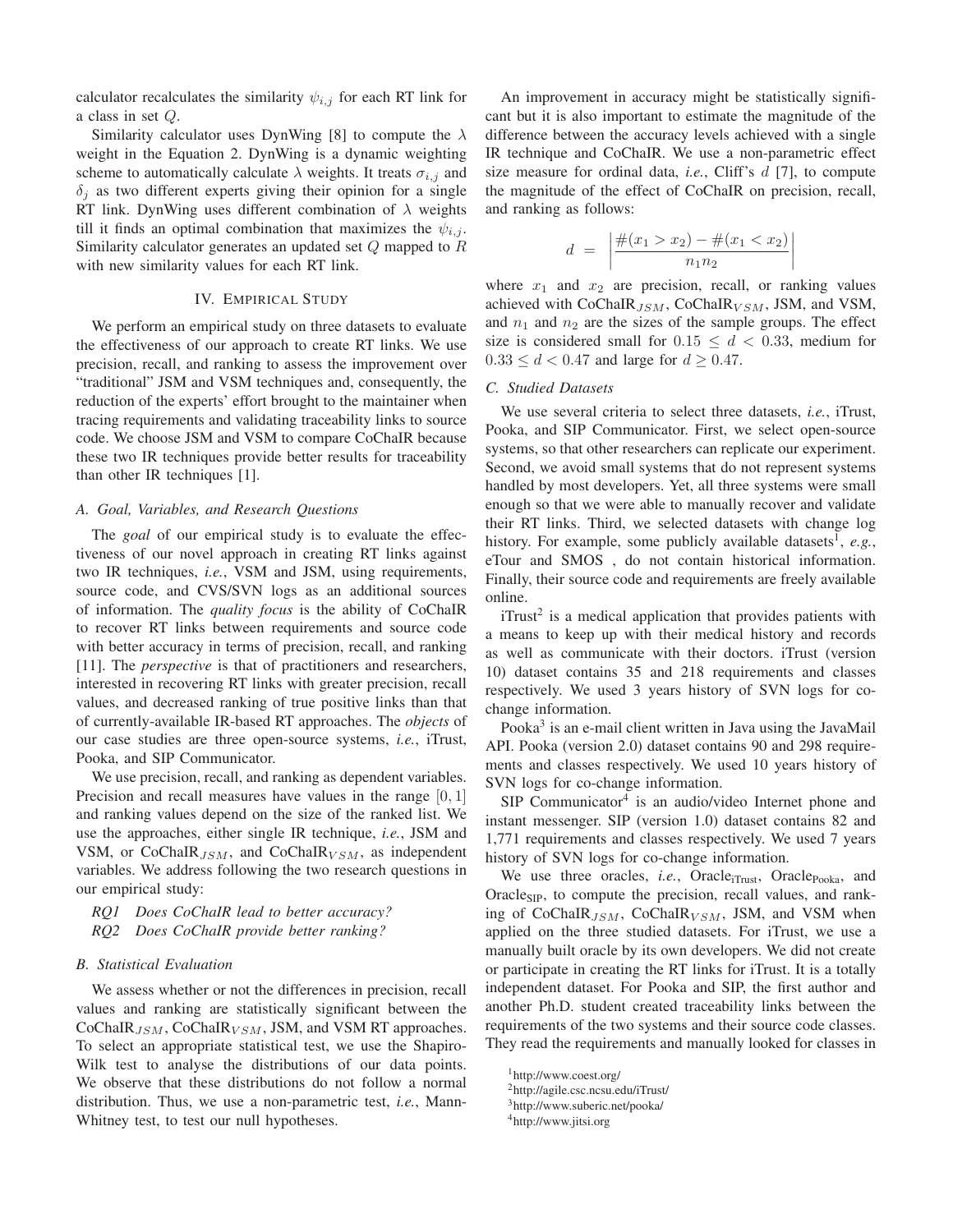calculator recalculates the similarity $\psi_{i,j}$ for each RT link for a class in set $Q$.

Similarity calculator uses DynWing [8] to compute the $\lambda$ weight in the Equation 2. DynWing is a dynamic weighting scheme to automatically calculate $\lambda$ weights. It treats $\sigma_{i,j}$ and $\delta_j$ as two different experts giving their opinion for a single RT link. DynWing uses different combination of $\lambda$ weights till it finds an optimal combination that maximizes the $\psi_{i,j}$. Similarity calculator generates an updated set $Q$ mapped to $R$ with new similarity values for each RT link.

## IV. Empirical Study

We perform an empirical study on three datasets to evaluate the effectiveness of our approach to create RT links. We use precision, recall, and ranking to assess the improvement over "traditional" JSM and VSM techniques and, consequently, the reduction of the experts' effort brought to the maintainer when tracing requirements and validating traceability links to source code. We choose JSM and VSM to compare CoChaIR because these two IR techniques provide better results for traceability than other IR techniques [1].

### A. Goal, Variables, and Research Questions

The *goal* of our empirical study is to evaluate the effectiveness of our novel approach in creating RT links against two IR techniques, *i.e.*, VSM and JSM, using requirements, source code, and CVS/SVN logs as an additional sources of information. The *quality focus* is the ability of CoChaIR to recover RT links between requirements and source code with better accuracy in terms of precision, recall, and ranking [11]. The *perspective* is that of practitioners and researchers, interested in recovering RT links with greater precision, recall values, and decreased ranking of true positive links than that of currently-available IR-based RT approaches. The *objects* of our case studies are three open-source systems, *i.e.*, iTrust, Pooka, and SIP Communicator.

We use precision, recall, and ranking as dependent variables. Precision and recall measures have values in the range $[0, 1]$ and ranking values depend on the size of the ranked list. We use the approaches, either single IR technique, *i.e.*, JSM and VSM, or CoChaIR$_{JSM}$, and CoChaIR$_{VSM}$, as independent variables. We address following the two research questions in our empirical study:

*RQ1 Does CoChaIR lead to better accuracy?*
*RQ2 Does CoChaIR provide better ranking?*

### B. Statistical Evaluation

We assess whether or not the differences in precision, recall values and ranking are statistically significant between the CoChaIR$_{JSM}$, CoChaIR$_{VSM}$, JSM, and VSM RT approaches. To select an appropriate statistical test, we use the Shapiro-Wilk test to analyse the distributions of our data points. We observe that these distributions do not follow a normal distribution. Thus, we use a non-parametric test, *i.e.*, Mann-Whitney test, to test our null hypotheses.

An improvement in accuracy might be statistically significant but it is also important to estimate the magnitude of the difference between the accuracy levels achieved with a single IR technique and CoChaIR. We use a non-parametric effect size measure for ordinal data, *i.e.*, Cliff's $d$ [7], to compute the magnitude of the effect of CoChaIR on precision, recall, and ranking as follows:

$$d = \left| \frac{\#(x_1 > x_2) - \#(x_1 < x_2)}{n_1 n_2} \right|$$

where $x_1$ and $x_2$ are precision, recall, or ranking values achieved with CoChaIR$_{JSM}$, CoChaIR$_{VSM}$, JSM, and VSM, and $n_1$ and $n_2$ are the sizes of the sample groups. The effect size is considered small for $0.15 \leq d < 0.33$, medium for $0.33 \leq d < 0.47$ and large for $d \geq 0.47$.

### C. Studied Datasets

We use several criteria to select three datasets, *i.e.*, iTrust, Pooka, and SIP Communicator. First, we select open-source systems, so that other researchers can replicate our experiment. Second, we avoid small systems that do not represent systems handled by most developers. Yet, all three systems were small enough so that we were able to manually recover and validate their RT links. Third, we selected datasets with change log history. For example, some publicly available datasets[1], *e.g.*, eTour and SMOS , do not contain historical information. Finally, their source code and requirements are freely available online.

iTrust[2] is a medical application that provides patients with a means to keep up with their medical history and records as well as communicate with their doctors. iTrust (version 10) dataset contains 35 and 218 requirements and classes respectively. We used 3 years history of SVN logs for co-change information.

Pooka[3] is an e-mail client written in Java using the JavaMail API. Pooka (version 2.0) dataset contains 90 and 298 requirements and classes respectively. We used 10 years history of SVN logs for co-change information.

SIP Communicator[4] is an audio/video Internet phone and instant messenger. SIP (version 1.0) dataset contains 82 and 1,771 requirements and classes respectively. We used 7 years history of SVN logs for co-change information.

We use three oracles, *i.e.*, Oracle$_{\text{iTrust}}$, Oracle$_{\text{Pooka}}$, and Oracle$_{\text{SIP}}$, to compute the precision, recall values, and ranking of CoChaIR$_{JSM}$, CoChaIR$_{VSM}$, JSM, and VSM when applied on the three studied datasets. For iTrust, we use a manually built oracle by its own developers. We did not create or participate in creating the RT links for iTrust. It is a totally independent dataset. For Pooka and SIP, the first author and another Ph.D. student created traceability links between the requirements of the two systems and their source code classes. They read the requirements and manually looked for classes in

[1] http://www.coest.org/
[2] http://agile.csc.ncsu.edu/iTrust/
[3] http://www.suberic.net/pooka/
[4] http://www.jitsi.org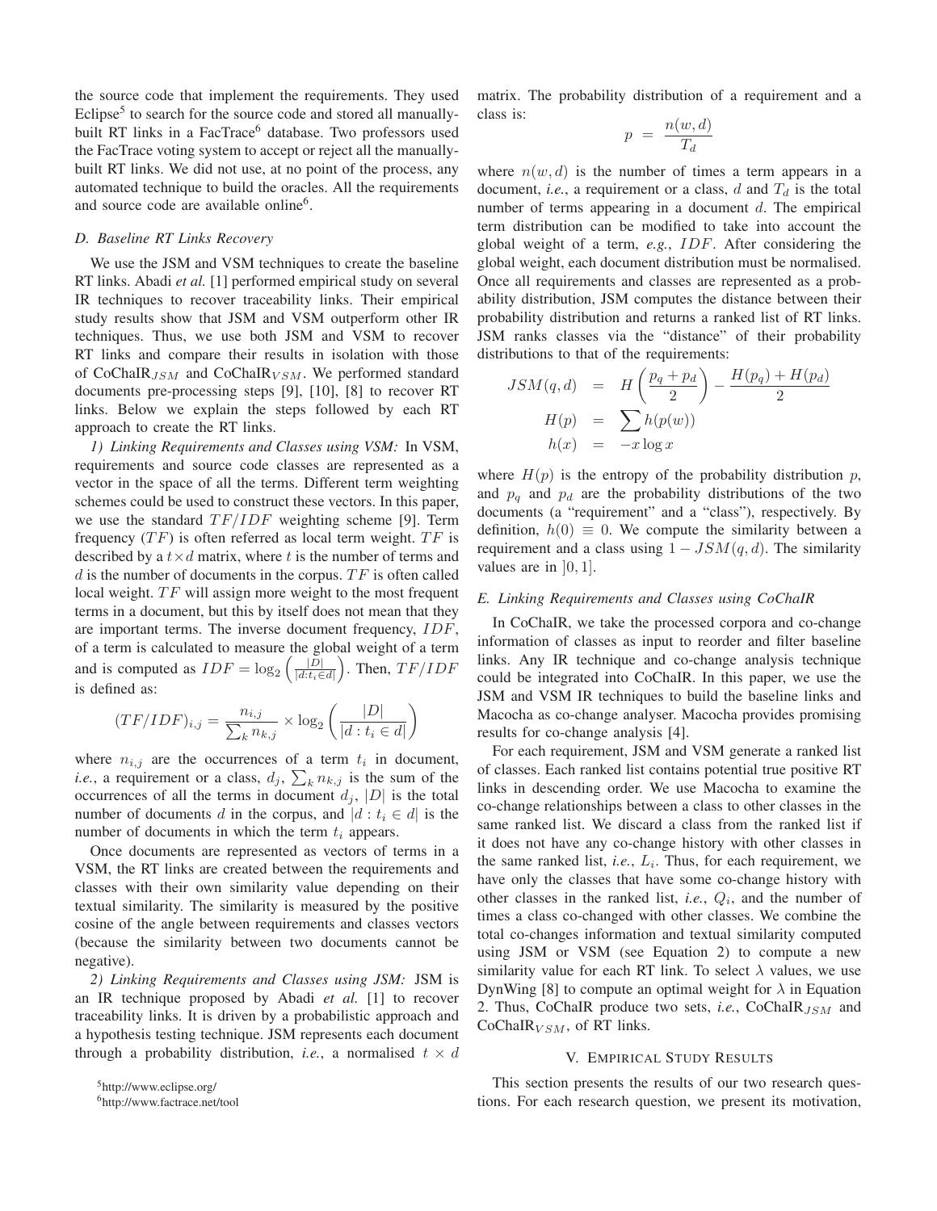the source code that implement the requirements. They used Eclipse[5] to search for the source code and stored all manually-built RT links in a FacTrace[6] database. Two professors used the FacTrace voting system to accept or reject all the manually-built RT links. We did not use, at no point of the process, any automated technique to build the oracles. All the requirements and source code are available online[6].

### D. Baseline RT Links Recovery

We use the JSM and VSM techniques to create the baseline RT links. Abadi *et al.* [1] performed empirical study on several IR techniques to recover traceability links. Their empirical study results show that JSM and VSM outperform other IR techniques. Thus, we use both JSM and VSM to recover RT links and compare their results in isolation with those of CoChaIR$_{JSM}$ and CoChaIR$_{VSM}$. We performed standard documents pre-processing steps [9], [10], [8] to recover RT links. Below we explain the steps followed by each RT approach to create the RT links.

*1) Linking Requirements and Classes using VSM:* In VSM, requirements and source code classes are represented as a vector in the space of all the terms. Different term weighting schemes could be used to construct these vectors. In this paper, we use the standard $TF/IDF$ weighting scheme [9]. Term frequency ($TF$) is often referred as local term weight. $TF$ is described by a $t \times d$ matrix, where $t$ is the number of terms and $d$ is the number of documents in the corpus. $TF$ is often called local weight. $TF$ will assign more weight to the most frequent terms in a document, but this by itself does not mean that they are important terms. The inverse document frequency, $IDF$, of a term is calculated to measure the global weight of a term and is computed as $IDF = \log_2\left(\frac{|D|}{|d:t_i \in d|}\right)$. Then, $TF/IDF$ is defined as:

$$(TF/IDF)_{i,j} = \frac{n_{i,j}}{\sum_k n_{k,j}} \times \log_2\left(\frac{|D|}{|d : t_i \in d|}\right)$$

where $n_{i,j}$ are the occurrences of a term $t_i$ in document, *i.e.*, a requirement or a class, $d_j$, $\sum_k n_{k,j}$ is the sum of the occurrences of all the terms in document $d_j$, $|D|$ is the total number of documents $d$ in the corpus, and $|d : t_i \in d|$ is the number of documents in which the term $t_i$ appears.

Once documents are represented as vectors of terms in a VSM, the RT links are created between the requirements and classes with their own similarity value depending on their textual similarity. The similarity is measured by the positive cosine of the angle between requirements and classes vectors (because the similarity between two documents cannot be negative).

*2) Linking Requirements and Classes using JSM:* JSM is an IR technique proposed by Abadi *et al.* [1] to recover traceability links. It is driven by a probabilistic approach and a hypothesis testing technique. JSM represents each document through a probability distribution, *i.e.*, a normalised $t \times d$ matrix. The probability distribution of a requirement and a class is:

$$p = \frac{n(w, d)}{T_d}$$

where $n(w, d)$ is the number of times a term appears in a document, *i.e.*, a requirement or a class, $d$ and $T_d$ is the total number of terms appearing in a document $d$. The empirical term distribution can be modified to take into account the global weight of a term, *e.g.*, $IDF$. After considering the global weight, each document distribution must be normalised. Once all requirements and classes are represented as a probability distribution, JSM computes the distance between their probability distribution and returns a ranked list of RT links. JSM ranks classes via the "distance" of their probability distributions to that of the requirements:

$$\begin{aligned} JSM(q, d) &= H\left(\frac{p_q + p_d}{2}\right) - \frac{H(p_q) + H(p_d)}{2} \\ H(p) &= \sum h(p(w)) \\ h(x) &= -x \log x \end{aligned}$$

where $H(p)$ is the entropy of the probability distribution $p$, and $p_q$ and $p_d$ are the probability distributions of the two documents (a "requirement" and a "class"), respectively. By definition, $h(0) \equiv 0$. We compute the similarity between a requirement and a class using $1 - JSM(q, d)$. The similarity values are in $]0, 1]$.

### E. Linking Requirements and Classes using CoChaIR

In CoChaIR, we take the processed corpora and co-change information of classes as input to reorder and filter baseline links. Any IR technique and co-change analysis technique could be integrated into CoChaIR. In this paper, we use the JSM and VSM IR techniques to build the baseline links and Macocha as co-change analyser. Macocha provides promising results for co-change analysis [4].

For each requirement, JSM and VSM generate a ranked list of classes. Each ranked list contains potential true positive RT links in descending order. We use Macocha to examine the co-change relationships between a class to other classes in the same ranked list. We discard a class from the ranked list if it does not have any co-change history with other classes in the same ranked list, *i.e.*, $L_i$. Thus, for each requirement, we have only the classes that have some co-change history with other classes in the ranked list, *i.e.*, $Q_i$, and the number of times a class co-changed with other classes. We combine the total co-changes information and textual similarity computed using JSM or VSM (see Equation 2) to compute a new similarity value for each RT link. To select $\lambda$ values, we use DynWing [8] to compute an optimal weight for $\lambda$ in Equation 2. Thus, CoChaIR produce two sets, *i.e.*, CoChaIR$_{JSM}$ and CoChaIR$_{VSM}$, of RT links.

## V. Empirical Study Results

This section presents the results of our two research questions. For each research question, we present its motivation,

[5] http://www.eclipse.org/

[6] http://www.factrace.net/tool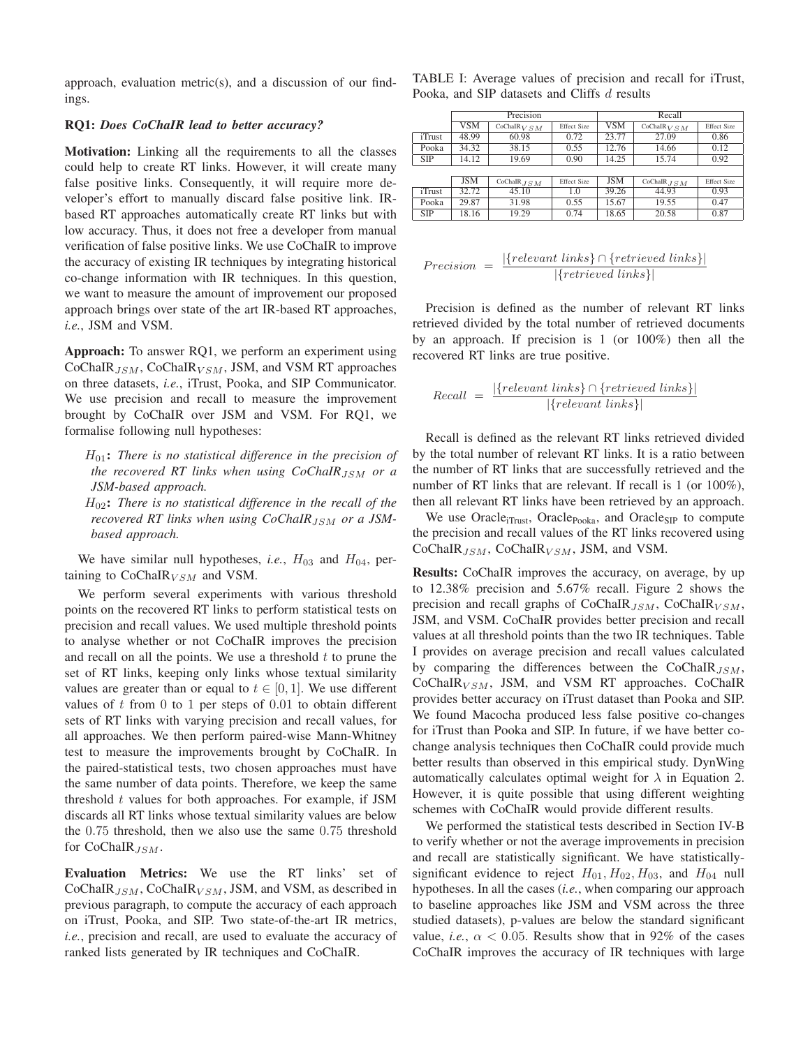approach, evaluation metric(s), and a discussion of our findings.

**RQ1:** ***Does CoChaIR lead to better accuracy?***

**Motivation:** Linking all the requirements to all the classes could help to create RT links. However, it will create many false positive links. Consequently, it will require more developer's effort to manually discard false positive link. IR-based RT approaches automatically create RT links but with low accuracy. Thus, it does not free a developer from manual verification of false positive links. We use CoChaIR to improve the accuracy of existing IR techniques by integrating historical co-change information with IR techniques. In this question, we want to measure the amount of improvement our proposed approach brings over state of the art IR-based RT approaches, *i.e.*, JSM and VSM.

**Approach:** To answer RQ1, we perform an experiment using CoChaIR$_{JSM}$, CoChaIR$_{VSM}$, JSM, and VSM RT approaches on three datasets, *i.e.*, iTrust, Pooka, and SIP Communicator. We use precision and recall to measure the improvement brought by CoChaIR over JSM and VSM. For RQ1, we formalise following null hypotheses:

- $H_{01}$**:** *There is no statistical difference in the precision of the recovered RT links when using CoChaIR$_{JSM}$ or a JSM-based approach.*
- $H_{02}$**:** *There is no statistical difference in the recall of the recovered RT links when using CoChaIR$_{JSM}$ or a JSM-based approach.*

We have similar null hypotheses, *i.e.*, $H_{03}$ and $H_{04}$, pertaining to CoChaIR$_{VSM}$ and VSM.

We perform several experiments with various threshold points on the recovered RT links to perform statistical tests on precision and recall values. We used multiple threshold points to analyse whether or not CoChaIR improves the precision and recall on all the points. We use a threshold $t$ to prune the set of RT links, keeping only links whose textual similarity values are greater than or equal to $t \in [0, 1]$. We use different values of $t$ from 0 to 1 per steps of 0.01 to obtain different sets of RT links with varying precision and recall values, for all approaches. We then perform paired-wise Mann-Whitney test to measure the improvements brought by CoChaIR. In the paired-statistical tests, two chosen approaches must have the same number of data points. Therefore, we keep the same threshold $t$ values for both approaches. For example, if JSM discards all RT links whose textual similarity values are below the 0.75 threshold, then we also use the same 0.75 threshold for CoChaIR$_{JSM}$.

**Evaluation Metrics:** We use the RT links' set of CoChaIR$_{JSM}$, CoChaIR$_{VSM}$, JSM, and VSM, as described in previous paragraph, to compute the accuracy of each approach on iTrust, Pooka, and SIP. Two state-of-the-art IR metrics, *i.e.*, precision and recall, are used to evaluate the accuracy of ranked lists generated by IR techniques and CoChaIR.

TABLE I: Average values of precision and recall for iTrust, Pooka, and SIP datasets and Cliffs $d$ results

| | Precision | | | Recall | | |
|---|---|---|---|---|---|---|
| | VSM | CoChaIR$_{VSM}$ | Effect Size | VSM | CoChaIR$_{VSM}$ | Effect Size |
| iTrust | 48.99 | 60.98 | 0.72 | 23.77 | 27.09 | 0.86 |
| Pooka | 34.32 | 38.15 | 0.55 | 12.76 | 14.66 | 0.12 |
| SIP | 14.12 | 19.69 | 0.90 | 14.25 | 15.74 | 0.92 |
| | JSM | CoChaIR$_{JSM}$ | Effect Size | JSM | CoChaIR$_{JSM}$ | Effect Size |
| iTrust | 32.72 | 45.10 | 1.0 | 39.26 | 44.93 | 0.93 |
| Pooka | 29.87 | 31.98 | 0.55 | 15.67 | 19.55 | 0.47 |
| SIP | 18.16 | 19.29 | 0.74 | 18.65 | 20.58 | 0.87 |

$$Precision = \frac{|\{relevant\ links\} \cap \{retrieved\ links\}|}{|\{retrieved\ links\}|}$$

Precision is defined as the number of relevant RT links retrieved divided by the total number of retrieved documents by an approach. If precision is 1 (or 100%) then all the recovered RT links are true positive.

$$Recall = \frac{|\{relevant\ links\} \cap \{retrieved\ links\}|}{|\{relevant\ links\}|}$$

Recall is defined as the relevant RT links retrieved divided by the total number of relevant RT links. It is a ratio between the number of RT links that are successfully retrieved and the number of RT links that are relevant. If recall is 1 (or 100%), then all relevant RT links have been retrieved by an approach.

We use Oracle$_{\text{iTrust}}$, Oracle$_{\text{Pooka}}$, and Oracle$_{\text{SIP}}$ to compute the precision and recall values of the RT links recovered using CoChaIR$_{JSM}$, CoChaIR$_{VSM}$, JSM, and VSM.

**Results:** CoChaIR improves the accuracy, on average, by up to 12.38% precision and 5.67% recall. Figure 2 shows the precision and recall graphs of CoChaIR$_{JSM}$, CoChaIR$_{VSM}$, JSM, and VSM. CoChaIR provides better precision and recall values at all threshold points than the two IR techniques. Table I provides on average precision and recall values calculated by comparing the differences between the CoChaIR$_{JSM}$, CoChaIR$_{VSM}$, JSM, and VSM RT approaches. CoChaIR provides better accuracy on iTrust dataset than Pooka and SIP. We found Macocha produced less false positive co-changes for iTrust than Pooka and SIP. In future, if we have better co-change analysis techniques then CoChaIR could provide much better results than observed in this empirical study. DynWing automatically calculates optimal weight for $\lambda$ in Equation 2. However, it is quite possible that using different weighting schemes with CoChaIR would provide different results.

We performed the statistical tests described in Section IV-B to verify whether or not the average improvements in precision and recall are statistically significant. We have statistically-significant evidence to reject $H_{01}, H_{02}, H_{03}$, and $H_{04}$ null hypotheses. In all the cases (*i.e.*, when comparing our approach to baseline approaches like JSM and VSM across the three studied datasets), p-values are below the standard significant value, *i.e.*, $\alpha < 0.05$. Results show that in 92% of the cases CoChaIR improves the accuracy of IR techniques with large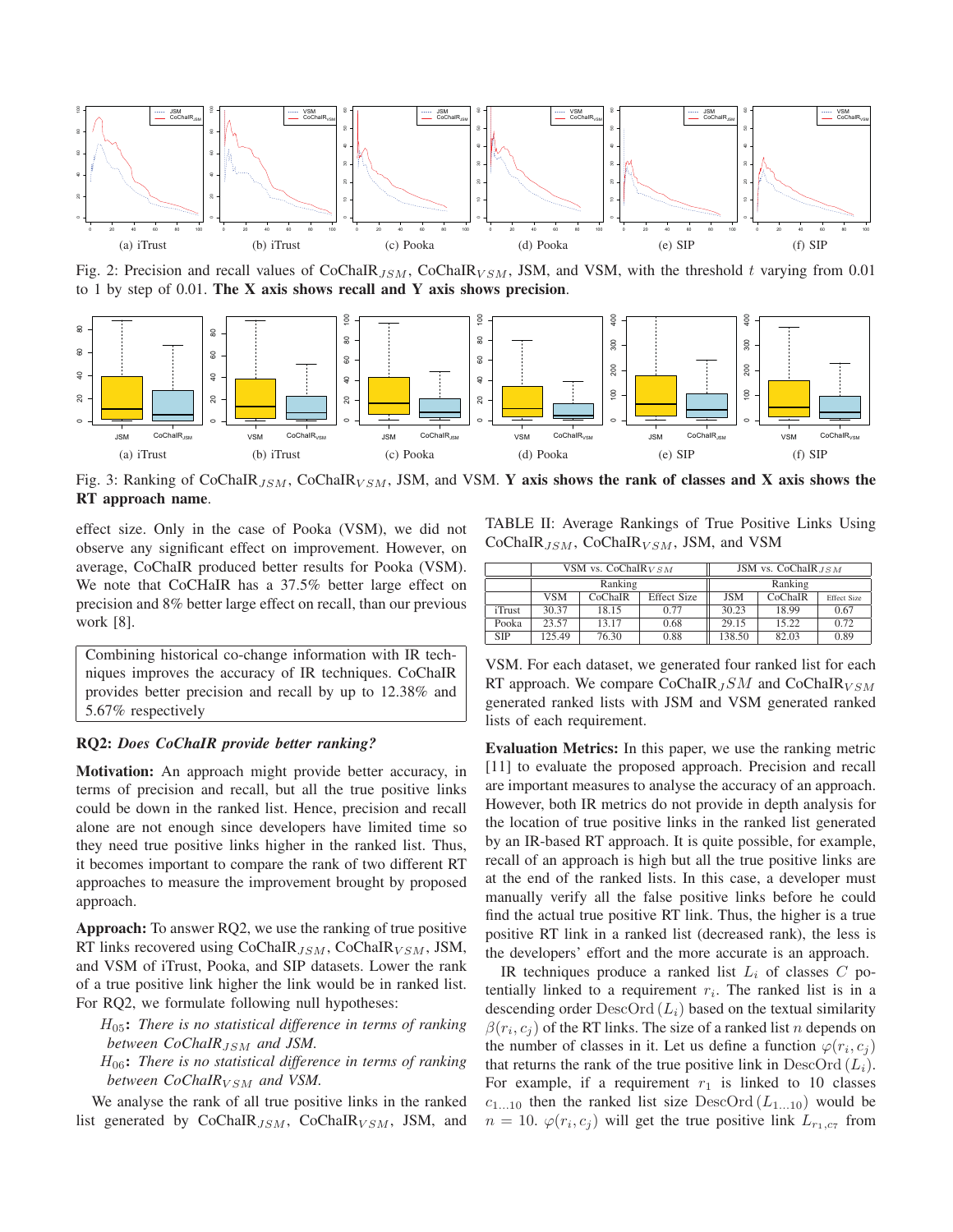(a) iTrust (b) iTrust (c) Pooka (d) Pooka (e) SIP (f) SIP

Fig. 2: Precision and recall values of CoChaIR$_{JSM}$, CoChaIR$_{VSM}$, JSM, and VSM, with the threshold $t$ varying from 0.01 to 1 by step of 0.01. **The X axis shows recall and Y axis shows precision**.

(a) iTrust (b) iTrust (c) Pooka (d) Pooka (e) SIP (f) SIP

Fig. 3: Ranking of CoChaIR$_{JSM}$, CoChaIR$_{VSM}$, JSM, and VSM. **Y axis shows the rank of classes and X axis shows the RT approach name**.

effect size. Only in the case of Pooka (VSM), we did not observe any significant effect on improvement. However, on average, CoChaIR produced better results for Pooka (VSM). We note that CoCHaIR has a 37.5% better large effect on precision and 8% better large effect on recall, than our previous work [8].

> Combining historical co-change information with IR techniques improves the accuracy of IR techniques. CoChaIR provides better precision and recall by up to 12.38% and 5.67% respectively

**RQ2:** ***Does CoChaIR provide better ranking?***

**Motivation:** An approach might provide better accuracy, in terms of precision and recall, but all the true positive links could be down in the ranked list. Hence, precision and recall alone are not enough since developers have limited time so they need true positive links higher in the ranked list. Thus, it becomes important to compare the rank of two different RT approaches to measure the improvement brought by proposed approach.

**Approach:** To answer RQ2, we use the ranking of true positive RT links recovered using CoChaIR$_{JSM}$, CoChaIR$_{VSM}$, JSM, and VSM of iTrust, Pooka, and SIP datasets. Lower the rank of a true positive link higher the link would be in ranked list. For RQ2, we formulate following null hypotheses:

- $H_{05}$: *There is no statistical difference in terms of ranking between CoChaIR$_{JSM}$ and JSM.*
- $H_{06}$: *There is no statistical difference in terms of ranking between CoChaIR$_{VSM}$ and VSM.*

We analyse the rank of all true positive links in the ranked list generated by CoChaIR$_{JSM}$, CoChaIR$_{VSM}$, JSM, and VSM. For each dataset, we generated four ranked list for each RT approach. We compare CoChaIR$_{J}SM$ and CoChaIR$_{VSM}$ generated ranked lists with JSM and VSM generated ranked lists of each requirement.

TABLE II: Average Rankings of True Positive Links Using CoChaIR$_{JSM}$, CoChaIR$_{VSM}$, JSM, and VSM

| | VSM vs. CoChaIR$_{VSM}$ | | | JSM vs. CoChaIR$_{JSM}$ | | |
|---|---|---|---|---|---|---|
| | Ranking | | | Ranking | | |
| | VSM | CoChaIR | Effect Size | JSM | CoChaIR | Effect Size |
| iTrust | 30.37 | 18.15 | 0.77 | 30.23 | 18.99 | 0.67 |
| Pooka | 23.57 | 13.17 | 0.68 | 29.15 | 15.22 | 0.72 |
| SIP | 125.49 | 76.30 | 0.88 | 138.50 | 82.03 | 0.89 |

**Evaluation Metrics:** In this paper, we use the ranking metric [11] to evaluate the proposed approach. Precision and recall are important measures to analyse the accuracy of an approach. However, both IR metrics do not provide in depth analysis for the location of true positive links in the ranked list generated by an IR-based RT approach. It is quite possible, for example, recall of an approach is high but all the true positive links are at the end of the ranked lists. In this case, a developer must manually verify all the false positive links before he could find the actual true positive RT link. Thus, the higher is a true positive RT link in a ranked list (decreased rank), the less is the developers' effort and the more accurate is an approach.

IR techniques produce a ranked list $L_i$ of classes $C$ potentially linked to a requirement $r_i$. The ranked list is in a descending order $\text{DescOrd}(L_i)$ based on the textual similarity $\beta(r_i, c_j)$ of the RT links. The size of a ranked list $n$ depends on the number of classes in it. Let us define a function $\varphi(r_i, c_j)$ that returns the rank of the true positive link in $\text{DescOrd}(L_i)$. For example, if a requirement $r_1$ is linked to 10 classes $c_{1...10}$ then the ranked list size $\text{DescOrd}(L_{1...10})$ would be $n = 10$. $\varphi(r_i, c_j)$ will get the true positive link $L_{r_1,c_7}$ from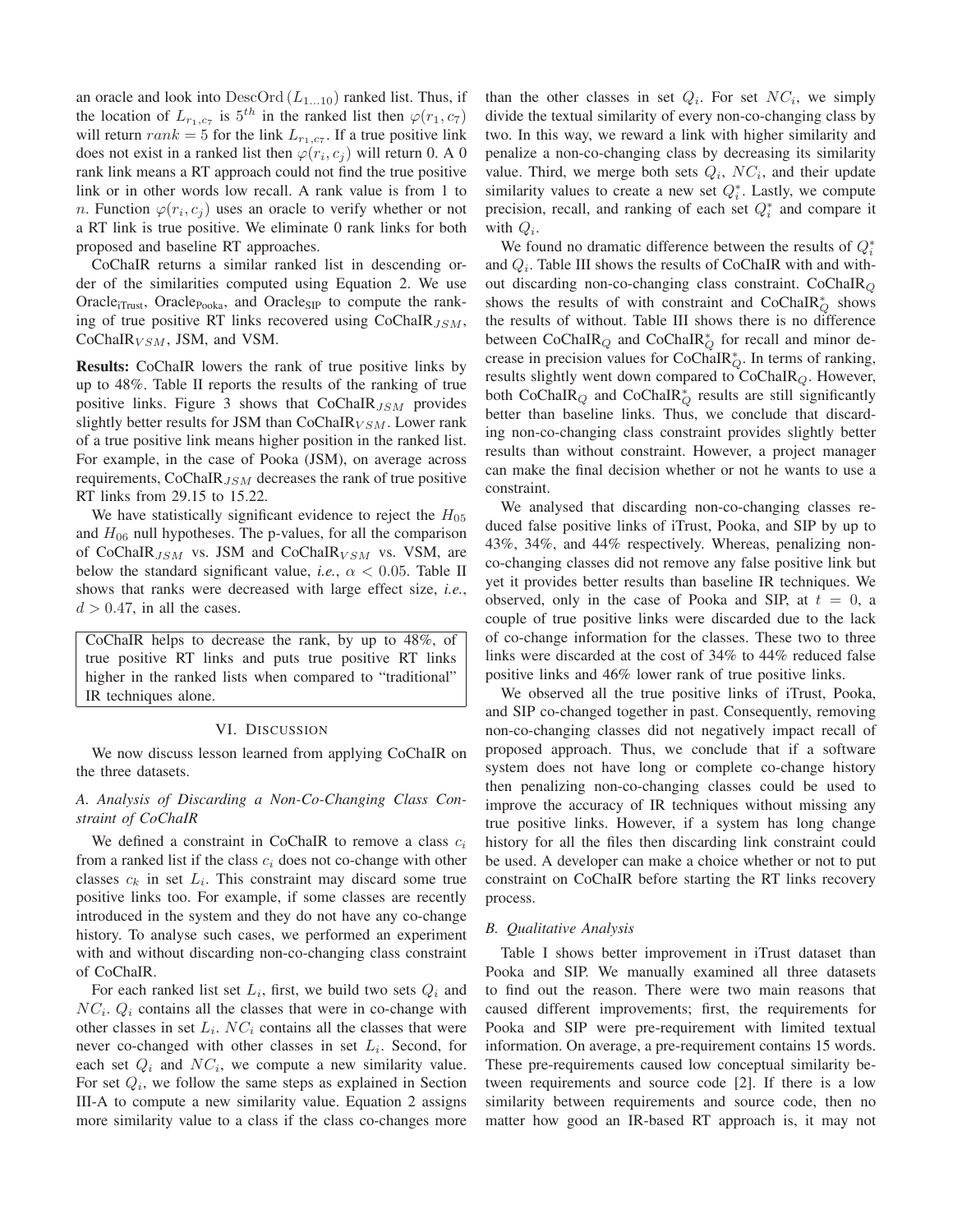an oracle and look into $\text{DescOrd}(L_{1...10})$ ranked list. Thus, if the location of $L_{r_1,c_7}$ is $5^{th}$ in the ranked list then $\varphi(r_1, c_7)$ will return $rank = 5$ for the link $L_{r_1,c_7}$. If a true positive link does not exist in a ranked list then $\varphi(r_i, c_j)$ will return 0. A 0 rank link means a RT approach could not find the true positive link or in other words low recall. A rank value is from 1 to $n$. Function $\varphi(r_i, c_j)$ uses an oracle to verify whether or not a RT link is true positive. We eliminate 0 rank links for both proposed and baseline RT approaches.

CoChaIR returns a similar ranked list in descending order of the similarities computed using Equation 2. We use $\text{Oracle}_{\text{iTrust}}$, $\text{Oracle}_{\text{Pooka}}$, and $\text{Oracle}_{\text{SIP}}$ to compute the ranking of true positive RT links recovered using $\text{CoChaIR}_{JSM}$, $\text{CoChaIR}_{VSM}$, JSM, and VSM.

**Results:** CoChaIR lowers the rank of true positive links by up to 48%. Table II reports the results of the ranking of true positive links. Figure 3 shows that $\text{CoChaIR}_{JSM}$ provides slightly better results for JSM than $\text{CoChaIR}_{VSM}$. Lower rank of a true positive link means higher position in the ranked list. For example, in the case of Pooka (JSM), on average across requirements, $\text{CoChaIR}_{JSM}$ decreases the rank of true positive RT links from 29.15 to 15.22.

We have statistically significant evidence to reject the $H_{05}$ and $H_{06}$ null hypotheses. The p-values, for all the comparison of $\text{CoChaIR}_{JSM}$ vs. JSM and $\text{CoChaIR}_{VSM}$ vs. VSM, are below the standard significant value, *i.e.*, $\alpha < 0.05$. Table II shows that ranks were decreased with large effect size, *i.e.*, $d > 0.47$, in all the cases.

> CoChaIR helps to decrease the rank, by up to 48%, of true positive RT links and puts true positive RT links higher in the ranked lists when compared to "traditional" IR techniques alone.

## VI. Discussion

We now discuss lesson learned from applying CoChaIR on the three datasets.

### A. Analysis of Discarding a Non-Co-Changing Class Constraint of CoChaIR

We defined a constraint in CoChaIR to remove a class $c_i$ from a ranked list if the class $c_i$ does not co-change with other classes $c_k$ in set $L_i$. This constraint may discard some true positive links too. For example, if some classes are recently introduced in the system and they do not have any co-change history. To analyse such cases, we performed an experiment with and without discarding non-co-changing class constraint of CoChaIR.

For each ranked list set $L_i$, first, we build two sets $Q_i$ and $NC_i$. $Q_i$ contains all the classes that were in co-change with other classes in set $L_i$. $NC_i$ contains all the classes that were never co-changed with other classes in set $L_i$. Second, for each set $Q_i$ and $NC_i$, we compute a new similarity value. For set $Q_i$, we follow the same steps as explained in Section III-A to compute a new similarity value. Equation 2 assigns more similarity value to a class if the class co-changes more than the other classes in set $Q_i$. For set $NC_i$, we simply divide the textual similarity of every non-co-changing class by two. In this way, we reward a link with higher similarity and penalize a non-co-changing class by decreasing its similarity value. Third, we merge both sets $Q_i$, $NC_i$, and their update similarity values to create a new set $Q_i^*$. Lastly, we compute precision, recall, and ranking of each set $Q_i^*$ and compare it with $Q_i$.

We found no dramatic difference between the results of $Q_i^*$ and $Q_i$. Table III shows the results of CoChaIR with and without discarding non-co-changing class constraint. $\text{CoChaIR}_Q$ shows the results of with constraint and $\text{CoChaIR}_Q^*$ shows the results of without. Table III shows there is no difference between $\text{CoChaIR}_Q$ and $\text{CoChaIR}_Q^*$ for recall and minor decrease in precision values for $\text{CoChaIR}_Q^*$. In terms of ranking, results slightly went down compared to $\text{CoChaIR}_Q$. However, both $\text{CoChaIR}_Q$ and $\text{CoChaIR}_Q^*$ results are still significantly better than baseline links. Thus, we conclude that discarding non-co-changing class constraint provides slightly better results than without constraint. However, a project manager can make the final decision whether or not he wants to use a constraint.

We analysed that discarding non-co-changing classes reduced false positive links of iTrust, Pooka, and SIP by up to 43%, 34%, and 44% respectively. Whereas, penalizing non-co-changing classes did not remove any false positive link but yet it provides better results than baseline IR techniques. We observed, only in the case of Pooka and SIP, at $t = 0$, a couple of true positive links were discarded due to the lack of co-change information for the classes. These two to three links were discarded at the cost of 34% to 44% reduced false positive links and 46% lower rank of true positive links.

We observed all the true positive links of iTrust, Pooka, and SIP co-changed together in past. Consequently, removing non-co-changing classes did not negatively impact recall of proposed approach. Thus, we conclude that if a software system does not have long or complete co-change history then penalizing non-co-changing classes could be used to improve the accuracy of IR techniques without missing any true positive links. However, if a system has long change history for all the files then discarding link constraint could be used. A developer can make a choice whether or not to put constraint on CoChaIR before starting the RT links recovery process.

### B. Qualitative Analysis

Table I shows better improvement in iTrust dataset than Pooka and SIP. We manually examined all three datasets to find out the reason. There were two main reasons that caused different improvements; first, the requirements for Pooka and SIP were pre-requirement with limited textual information. On average, a pre-requirement contains 15 words. These pre-requirements caused low conceptual similarity between requirements and source code [2]. If there is a low similarity between requirements and source code, then no matter how good an IR-based RT approach is, it may not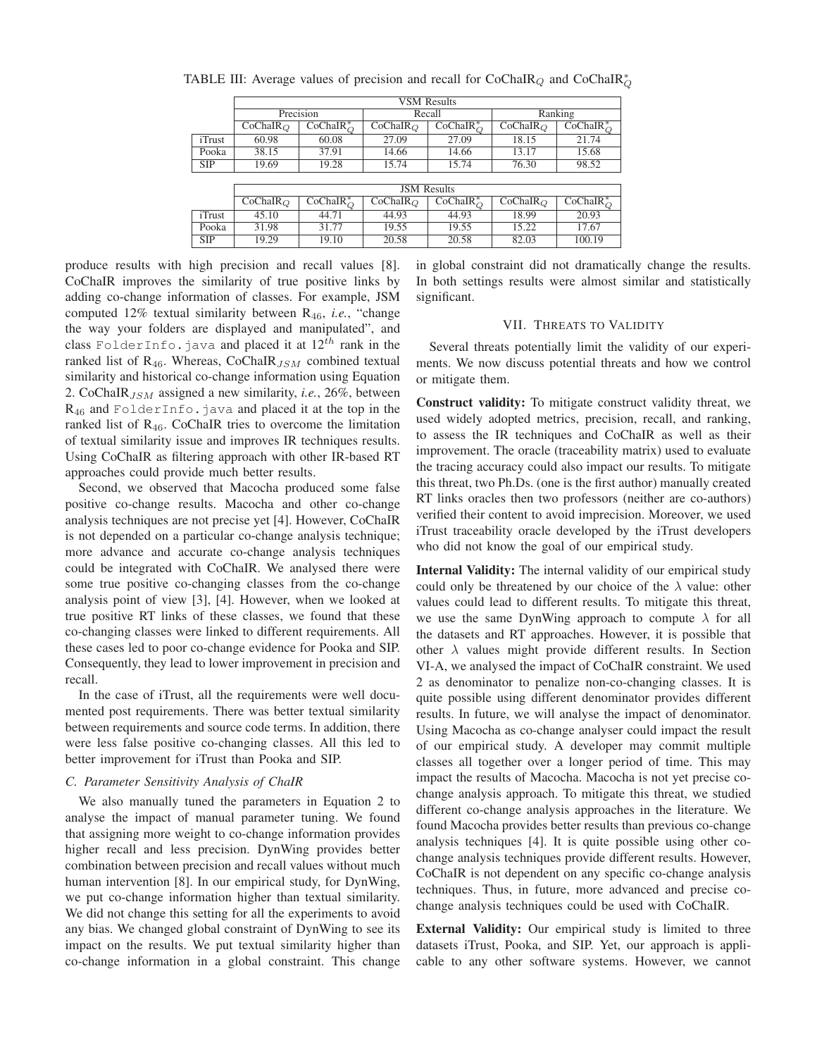TABLE III: Average values of precision and recall for CoChaIR$_Q$ and CoChaIR$^*_Q$

| | VSM Results | | | | | |
|---|---|---|---|---|---|---|
| | Precision | | Recall | | Ranking | |
| | CoChaIR$_Q$ | CoChaIR$^*_Q$ | CoChaIR$_Q$ | CoChaIR$^*_Q$ | CoChaIR$_Q$ | CoChaIR$^*_Q$ |
| iTrust | 60.98 | 60.08 | 27.09 | 27.09 | 18.15 | 21.74 |
| Pooka | 38.15 | 37.91 | 14.66 | 14.66 | 13.17 | 15.68 |
| SIP | 19.69 | 19.28 | 15.74 | 15.74 | 76.30 | 98.52 |

| | JSM Results | | | | | |
|---|---|---|---|---|---|---|
| | CoChaIR$_Q$ | CoChaIR$^*_Q$ | CoChaIR$_Q$ | CoChaIR$^*_Q$ | CoChaIR$_Q$ | CoChaIR$^*_Q$ |
| iTrust | 45.10 | 44.71 | 44.93 | 44.93 | 18.99 | 20.93 |
| Pooka | 31.98 | 31.77 | 19.55 | 19.55 | 15.22 | 17.67 |
| SIP | 19.29 | 19.10 | 20.58 | 20.58 | 82.03 | 100.19 |

produce results with high precision and recall values [8]. CoChaIR improves the similarity of true positive links by adding co-change information of classes. For example, JSM computed 12% textual similarity between $R_{46}$, *i.e.*, "change the way your folders are displayed and manipulated", and class `FolderInfo.java` and placed it at $12^{th}$ rank in the ranked list of $R_{46}$. Whereas, CoChaIR$_{JSM}$ combined textual similarity and historical co-change information using Equation 2. CoChaIR$_{JSM}$ assigned a new similarity, *i.e.*, 26%, between $R_{46}$ and `FolderInfo.java` and placed it at the top in the ranked list of $R_{46}$. CoChaIR tries to overcome the limitation of textual similarity issue and improves IR techniques results. Using CoChaIR as filtering approach with other IR-based RT approaches could provide much better results.

Second, we observed that Macocha produced some false positive co-change results. Macocha and other co-change analysis techniques are not precise yet [4]. However, CoChaIR is not depended on a particular co-change analysis technique; more advance and accurate co-change analysis techniques could be integrated with CoChaIR. We analysed there were some true positive co-changing classes from the co-change analysis point of view [3], [4]. However, when we looked at true positive RT links of these classes, we found that these co-changing classes were linked to different requirements. All these cases led to poor co-change evidence for Pooka and SIP. Consequently, they lead to lower improvement in precision and recall.

In the case of iTrust, all the requirements were well documented post requirements. There was better textual similarity between requirements and source code terms. In addition, there were less false positive co-changing classes. All this led to better improvement for iTrust than Pooka and SIP.

### C. Parameter Sensitivity Analysis of ChaIR

We also manually tuned the parameters in Equation 2 to analyse the impact of manual parameter tuning. We found that assigning more weight to co-change information provides higher recall and less precision. DynWing provides better combination between precision and recall values without much human intervention [8]. In our empirical study, for DynWing, we put co-change information higher than textual similarity. We did not change this setting for all the experiments to avoid any bias. We changed global constraint of DynWing to see its impact on the results. We put textual similarity higher than co-change information in a global constraint. This change in global constraint did not dramatically change the results. In both settings results were almost similar and statistically significant.

## VII. Threats to Validity

Several threats potentially limit the validity of our experiments. We now discuss potential threats and how we control or mitigate them.

**Construct validity:** To mitigate construct validity threat, we used widely adopted metrics, precision, recall, and ranking, to assess the IR techniques and CoChaIR as well as their improvement. The oracle (traceability matrix) used to evaluate the tracing accuracy could also impact our results. To mitigate this threat, two Ph.Ds. (one is the first author) manually created RT links oracles then two professors (neither are co-authors) verified their content to avoid imprecision. Moreover, we used iTrust traceability oracle developed by the iTrust developers who did not know the goal of our empirical study.

**Internal Validity:** The internal validity of our empirical study could only be threatened by our choice of the $\lambda$ value: other values could lead to different results. To mitigate this threat, we use the same DynWing approach to compute $\lambda$ for all the datasets and RT approaches. However, it is possible that other $\lambda$ values might provide different results. In Section VI-A, we analysed the impact of CoChaIR constraint. We used 2 as denominator to penalize non-co-changing classes. It is quite possible using different denominator provides different results. In future, we will analyse the impact of denominator. Using Macocha as co-change analyser could impact the result of our empirical study. A developer may commit multiple classes all together over a longer period of time. This may impact the results of Macocha. Macocha is not yet precise co-change analysis approach. To mitigate this threat, we studied different co-change analysis approaches in the literature. We found Macocha provides better results than previous co-change analysis techniques [4]. It is quite possible using other co-change analysis techniques provide different results. However, CoChaIR is not dependent on any specific co-change analysis techniques. Thus, in future, more advanced and precise co-change analysis techniques could be used with CoChaIR.

**External Validity:** Our empirical study is limited to three datasets iTrust, Pooka, and SIP. Yet, our approach is applicable to any other software systems. However, we cannot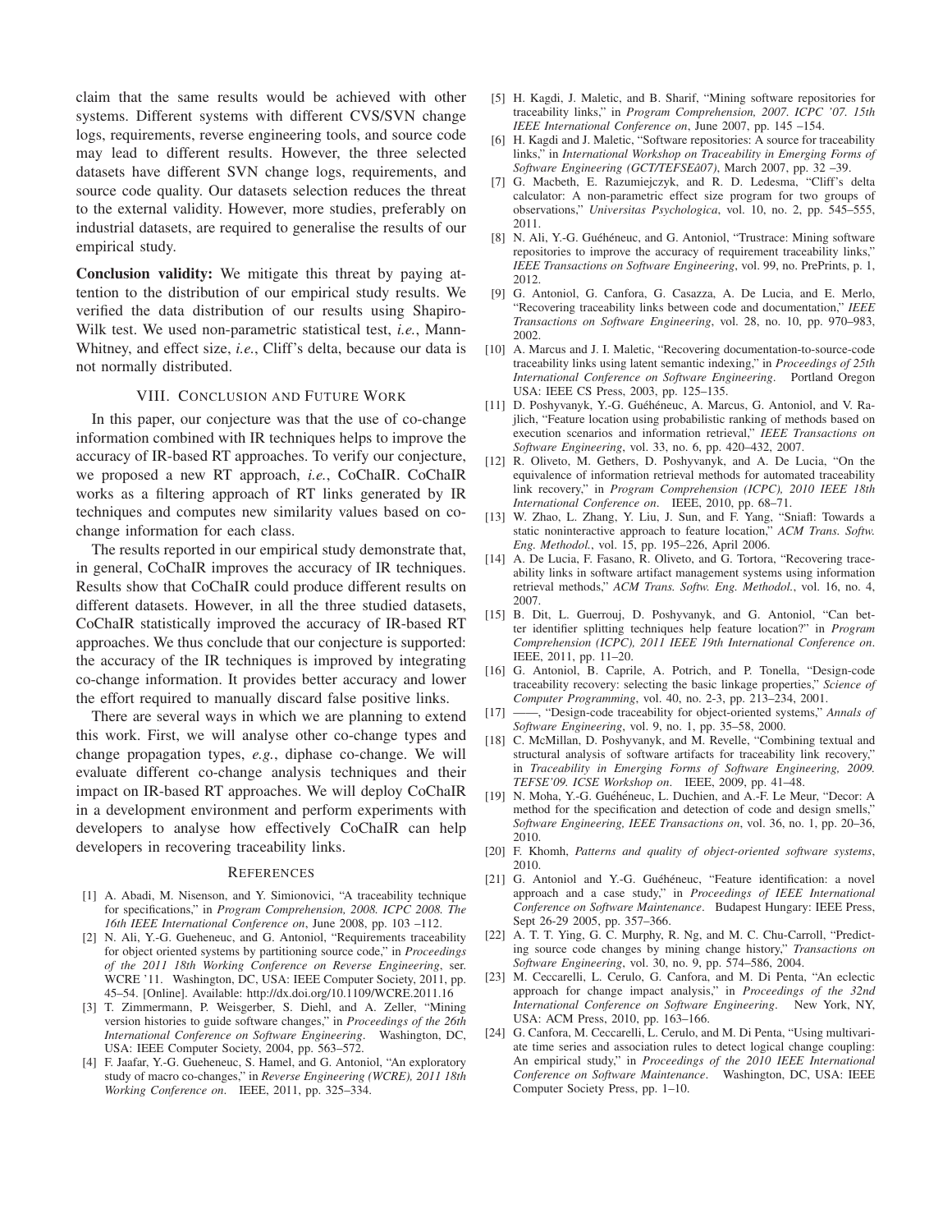claim that the same results would be achieved with other systems. Different systems with different CVS/SVN change logs, requirements, reverse engineering tools, and source code may lead to different results. However, the three selected datasets have different SVN change logs, requirements, and source code quality. Our datasets selection reduces the threat to the external validity. However, more studies, preferably on industrial datasets, are required to generalise the results of our empirical study.

**Conclusion validity:** We mitigate this threat by paying attention to the distribution of our empirical study results. We verified the data distribution of our results using Shapiro-Wilk test. We used non-parametric statistical test, *i.e.*, Mann-Whitney, and effect size, *i.e.*, Cliff's delta, because our data is not normally distributed.

## VIII. Conclusion and Future Work

In this paper, our conjecture was that the use of co-change information combined with IR techniques helps to improve the accuracy of IR-based RT approaches. To verify our conjecture, we proposed a new RT approach, *i.e.*, CoChaIR. CoChaIR works as a filtering approach of RT links generated by IR techniques and computes new similarity values based on co-change information for each class.

The results reported in our empirical study demonstrate that, in general, CoChaIR improves the accuracy of IR techniques. Results show that CoChaIR could produce different results on different datasets. However, in all the three studied datasets, CoChaIR statistically improved the accuracy of IR-based RT approaches. We thus conclude that our conjecture is supported: the accuracy of the IR techniques is improved by integrating co-change information. It provides better accuracy and lower the effort required to manually discard false positive links.

There are several ways in which we are planning to extend this work. First, we will analyse other co-change types and change propagation types, *e.g.*, diphase co-change. We will evaluate different co-change analysis techniques and their impact on IR-based RT approaches. We will deploy CoChaIR in a development environment and perform experiments with developers to analyse how effectively CoChaIR can help developers in recovering traceability links.

## References

[1] A. Abadi, M. Nisenson, and Y. Simionovici, "A traceability technique for specifications," in *Program Comprehension, 2008. ICPC 2008. The 16th IEEE International Conference on*, June 2008, pp. 103 –112.

[2] N. Ali, Y.-G. Gueheneuc, and G. Antoniol, "Requirements traceability for object oriented systems by partitioning source code," in *Proceedings of the 2011 18th Working Conference on Reverse Engineering*, ser. WCRE '11. Washington, DC, USA: IEEE Computer Society, 2011, pp. 45–54. [Online]. Available: http://dx.doi.org/10.1109/WCRE.2011.16

[3] T. Zimmermann, P. Weisgerber, S. Diehl, and A. Zeller, "Mining version histories to guide software changes," in *Proceedings of the 26th International Conference on Software Engineering*. Washington, DC, USA: IEEE Computer Society, 2004, pp. 563–572.

[4] F. Jaafar, Y.-G. Gueheneuc, S. Hamel, and G. Antoniol, "An exploratory study of macro co-changes," in *Reverse Engineering (WCRE), 2011 18th Working Conference on*. IEEE, 2011, pp. 325–334.

[5] H. Kagdi, J. Maletic, and B. Sharif, "Mining software repositories for traceability links," in *Program Comprehension, 2007. ICPC '07. 15th IEEE International Conference on*, June 2007, pp. 145 –154.

[6] H. Kagdi and J. Maletic, "Software repositories: A source for traceability links," in *International Workshop on Traceability in Emerging Forms of Software Engineering (GCT/TEFSEâ07)*, March 2007, pp. 32 –39.

[7] G. Macbeth, E. Razumiejczyk, and R. D. Ledesma, "Cliff's delta calculator: A non-parametric effect size program for two groups of observations," *Universitas Psychologica*, vol. 10, no. 2, pp. 545–555, 2011.

[8] N. Ali, Y.-G. Guéhéneuc, and G. Antoniol, "Trustrace: Mining software repositories to improve the accuracy of requirement traceability links," *IEEE Transactions on Software Engineering*, vol. 99, no. PrePrints, p. 1, 2012.

[9] G. Antoniol, G. Canfora, G. Casazza, A. De Lucia, and E. Merlo, "Recovering traceability links between code and documentation," *IEEE Transactions on Software Engineering*, vol. 28, no. 10, pp. 970–983, 2002.

[10] A. Marcus and J. I. Maletic, "Recovering documentation-to-source-code traceability links using latent semantic indexing," in *Proceedings of 25th International Conference on Software Engineering*. Portland Oregon USA: IEEE CS Press, 2003, pp. 125–135.

[11] D. Poshyvanyk, Y.-G. Guéhéneuc, A. Marcus, G. Antoniol, and V. Rajlich, "Feature location using probabilistic ranking of methods based on execution scenarios and information retrieval," *IEEE Transactions on Software Engineering*, vol. 33, no. 6, pp. 420–432, 2007.

[12] R. Oliveto, M. Gethers, D. Poshyvanyk, and A. De Lucia, "On the equivalence of information retrieval methods for automated traceability link recovery," in *Program Comprehension (ICPC), 2010 IEEE 18th International Conference on*. IEEE, 2010, pp. 68–71.

[13] W. Zhao, L. Zhang, Y. Liu, J. Sun, and F. Yang, "Sniafl: Towards a static noninteractive approach to feature location," *ACM Trans. Softw. Eng. Methodol.*, vol. 15, pp. 195–226, April 2006.

[14] A. De Lucia, F. Fasano, R. Oliveto, and G. Tortora, "Recovering traceability links in software artifact management systems using information retrieval methods," *ACM Trans. Softw. Eng. Methodol.*, vol. 16, no. 4, 2007.

[15] B. Dit, L. Guerrouj, D. Poshyvanyk, and G. Antoniol, "Can better identifier splitting techniques help feature location?" in *Program Comprehension (ICPC), 2011 IEEE 19th International Conference on*. IEEE, 2011, pp. 11–20.

[16] G. Antoniol, B. Caprile, A. Potrich, and P. Tonella, "Design-code traceability recovery: selecting the basic linkage properties," *Science of Computer Programming*, vol. 40, no. 2-3, pp. 213–234, 2001.

[17] ——, "Design-code traceability for object-oriented systems," *Annals of Software Engineering*, vol. 9, no. 1, pp. 35–58, 2000.

[18] C. McMillan, D. Poshyvanyk, and M. Revelle, "Combining textual and structural analysis of software artifacts for traceability link recovery," in *Traceability in Emerging Forms of Software Engineering, 2009. TEFSE'09. ICSE Workshop on*. IEEE, 2009, pp. 41–48.

[19] N. Moha, Y.-G. Guéhéneuc, L. Duchien, and A.-F. Le Meur, "Decor: A method for the specification and detection of code and design smells," *Software Engineering, IEEE Transactions on*, vol. 36, no. 1, pp. 20–36, 2010.

[20] F. Khomh, *Patterns and quality of object-oriented software systems*, 2010.

[21] G. Antoniol and Y.-G. Guéhéneuc, "Feature identification: a novel approach and a case study," in *Proceedings of IEEE International Conference on Software Maintenance*. Budapest Hungary: IEEE Press, Sept 26-29 2005, pp. 357–366.

[22] A. T. T. Ying, G. C. Murphy, R. Ng, and M. C. Chu-Carroll, "Predicting source code changes by mining change history," *Transactions on Software Engineering*, vol. 30, no. 9, pp. 574–586, 2004.

[23] M. Ceccarelli, L. Cerulo, G. Canfora, and M. Di Penta, "An eclectic approach for change impact analysis," in *Proceedings of the 32nd International Conference on Software Engineering*. New York, NY, USA: ACM Press, 2010, pp. 163–166.

[24] G. Canfora, M. Ceccarelli, L. Cerulo, and M. Di Penta, "Using multivariate time series and association rules to detect logical change coupling: An empirical study," in *Proceedings of the 2010 IEEE International Conference on Software Maintenance*. Washington, DC, USA: IEEE Computer Society Press, pp. 1–10.